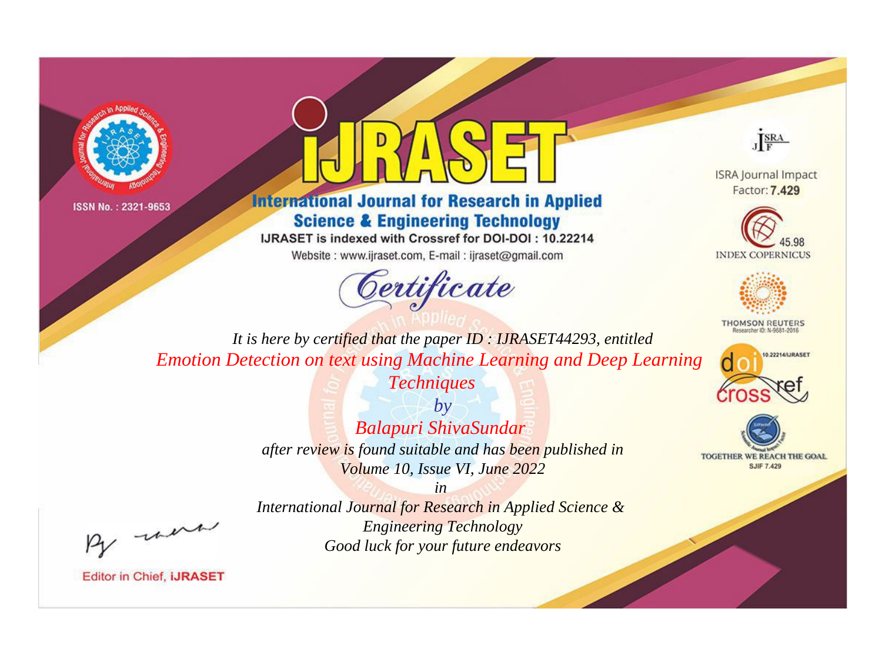ISSN No. : 2321-9653

# IJRASET

## International Journal for Research in Applied Science & Engineering Technology

IJRASET is indexed with Crossref for DOI-DOI : 10.22214

Website : www.ijraset.com, E-mail : ijraset@gmail.com

ISRA Journal Impact Factor: **7.429**

45.98 INDEX COPERNICUS

THOMSON REUTERS Researcher ID: N-9681-2016

10.22214/IJRASET

TOGETHER WE REACH THE GOAL SJIF 7.429

# *Certificate*

*It is here by certified that the paper ID : IJRASET44293, entitled*

*Emotion Detection on text using Machine Learning and Deep Learning Techniques*

*by*

*Balapuri ShivaSundar*

*after review is found suitable and has been published in*

*Volume 10, Issue VI, June 2022*

*in*

*International Journal for Research in Applied Science & Engineering Technology*

*Good luck for your future endeavors*

Editor in Chief, **iJRASET**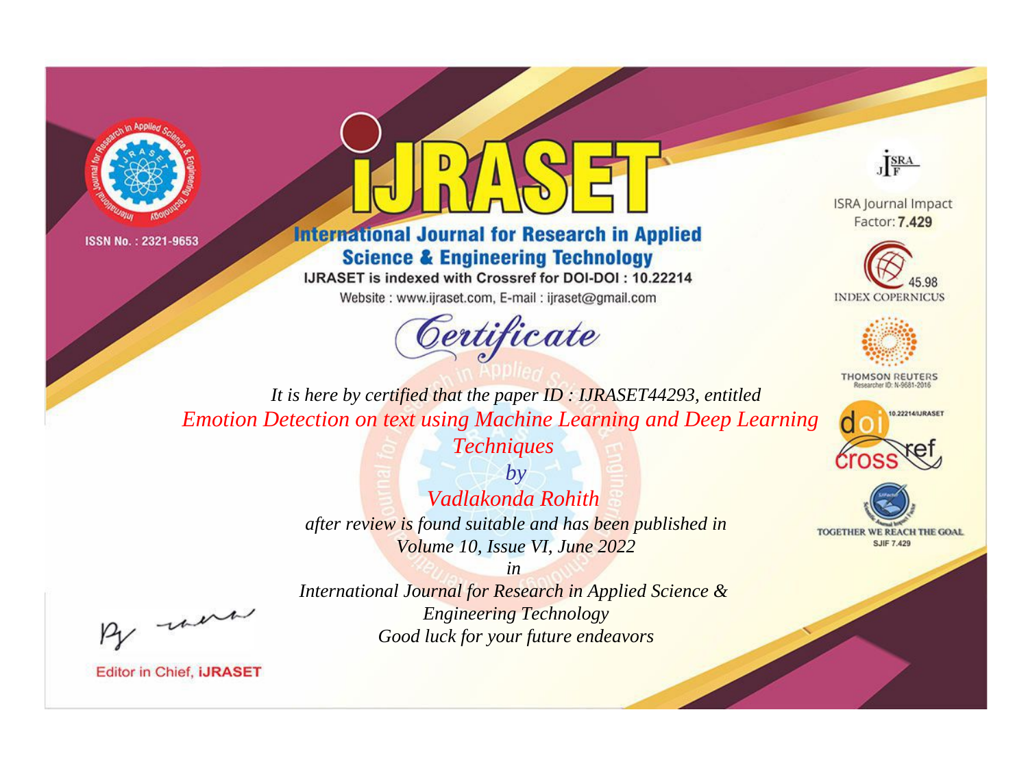ISSN No. : 2321-9653

# IJRASET

## International Journal for Research in Applied Science & Engineering Technology

IJRASET is indexed with Crossref for DOI-DOI : 10.22214

Website : www.ijraset.com, E-mail : ijraset@gmail.com

ISRA Journal Impact Factor: **7.429**

45.98 INDEX COPERNICUS

THOMSON REUTERS Researcher ID: N-9681-2016

10.22214/IJRASET

TOGETHER WE REACH THE GOAL SJIF 7.429

*Certificate*

*It is here by certified that the paper ID : IJRASET44293, entitled*

*Emotion Detection on text using Machine Learning and Deep Learning Techniques*

*by*

*Vadlakonda Rohith*

*after review is found suitable and has been published in*

*Volume 10, Issue VI, June 2022*

*in*

*International Journal for Research in Applied Science & Engineering Technology*

*Good luck for your future endeavors*

Editor in Chief, **iJRASET**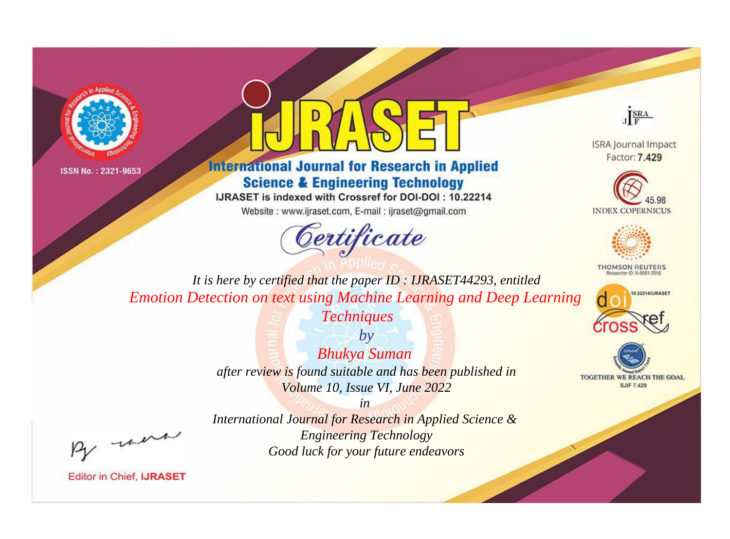ISSN No. : 2321-9653

# iJRASET

## International Journal for Research in Applied Science & Engineering Technology

IJRASET is indexed with Crossref for DOI-DOI : 10.22214

Website : www.ijraset.com, E-mail : ijraset@gmail.com

ISRA Journal Impact Factor: **7.429**

45.98 INDEX COPERNICUS

THOMSON REUTERS Researcher ID: N-9681-2016

10.22214/IJRASET

TOGETHER WE REACH THE GOAL SJIF 7.429

*Certificate*

*It is here by certified that the paper ID : IJRASET44293, entitled*

*Emotion Detection on text using Machine Learning and Deep Learning Techniques*

*by*

*Bhukya Suman*

*after review is found suitable and has been published in*

*Volume 10, Issue VI, June 2022*

*in*

*International Journal for Research in Applied Science & Engineering Technology*

*Good luck for your future endeavors*

Editor in Chief, **iJRASET**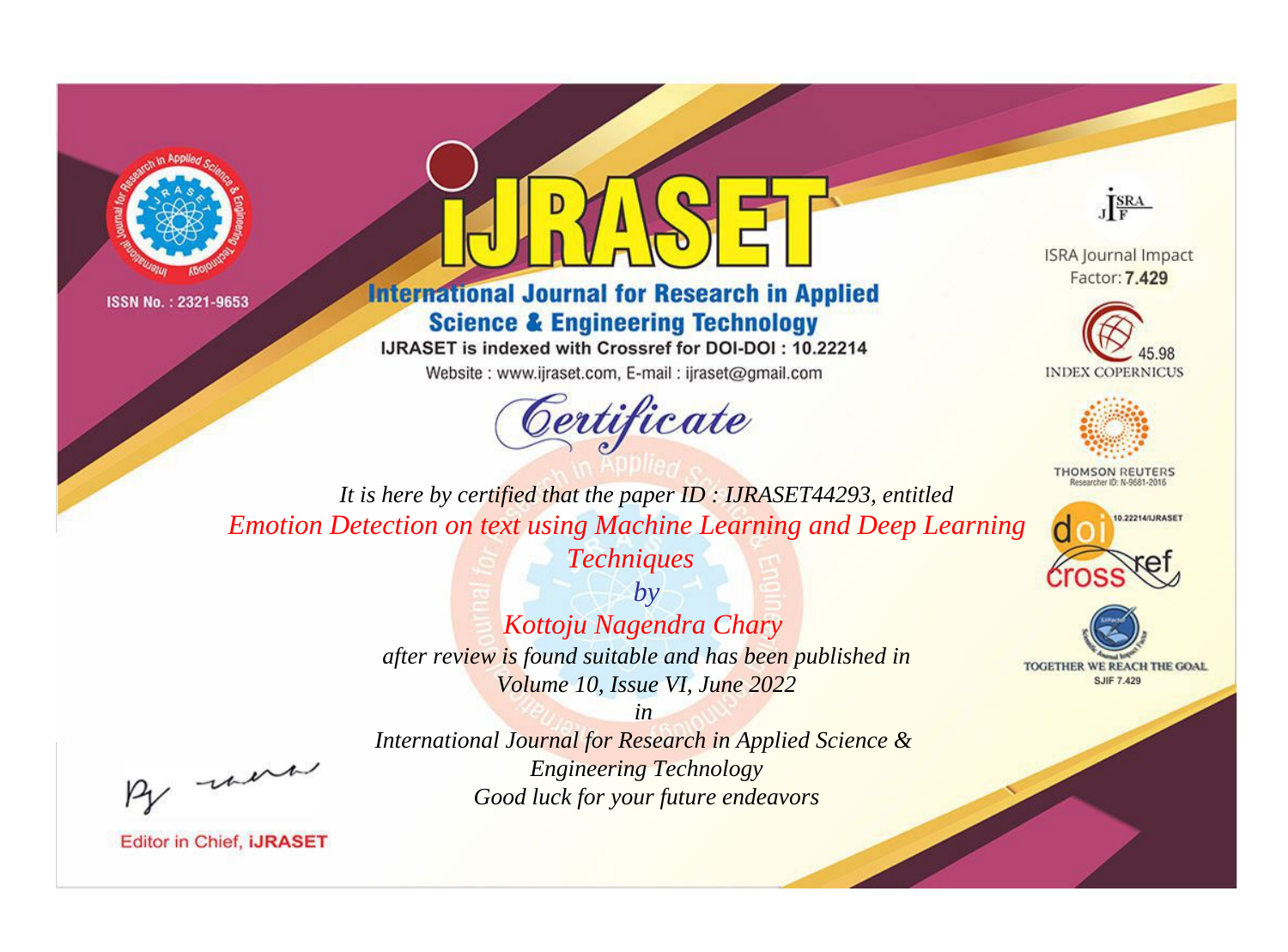ISSN No. : 2321-9653

# IJRASET

## International Journal for Research in Applied Science & Engineering Technology

IJRASET is indexed with Crossref for DOI-DOI : 10.22214

Website : www.ijraset.com, E-mail : ijraset@gmail.com

ISRA Journal Impact Factor: **7.429**

45.98 INDEX COPERNICUS

THOMSON REUTERS Researcher ID: N-9681-2016

10.22214/IJRASET

TOGETHER WE REACH THE GOAL SJIF 7.429

# *Certificate*

*It is here by certified that the paper ID : IJRASET44293, entitled*

*Emotion Detection on text using Machine Learning and Deep Learning Techniques*

*by*

*Kottoju Nagendra Chary*

*after review is found suitable and has been published in Volume 10, Issue VI, June 2022*

*in*

*International Journal for Research in Applied Science & Engineering Technology*

*Good luck for your future endeavors*

Editor in Chief, **iJRASET**